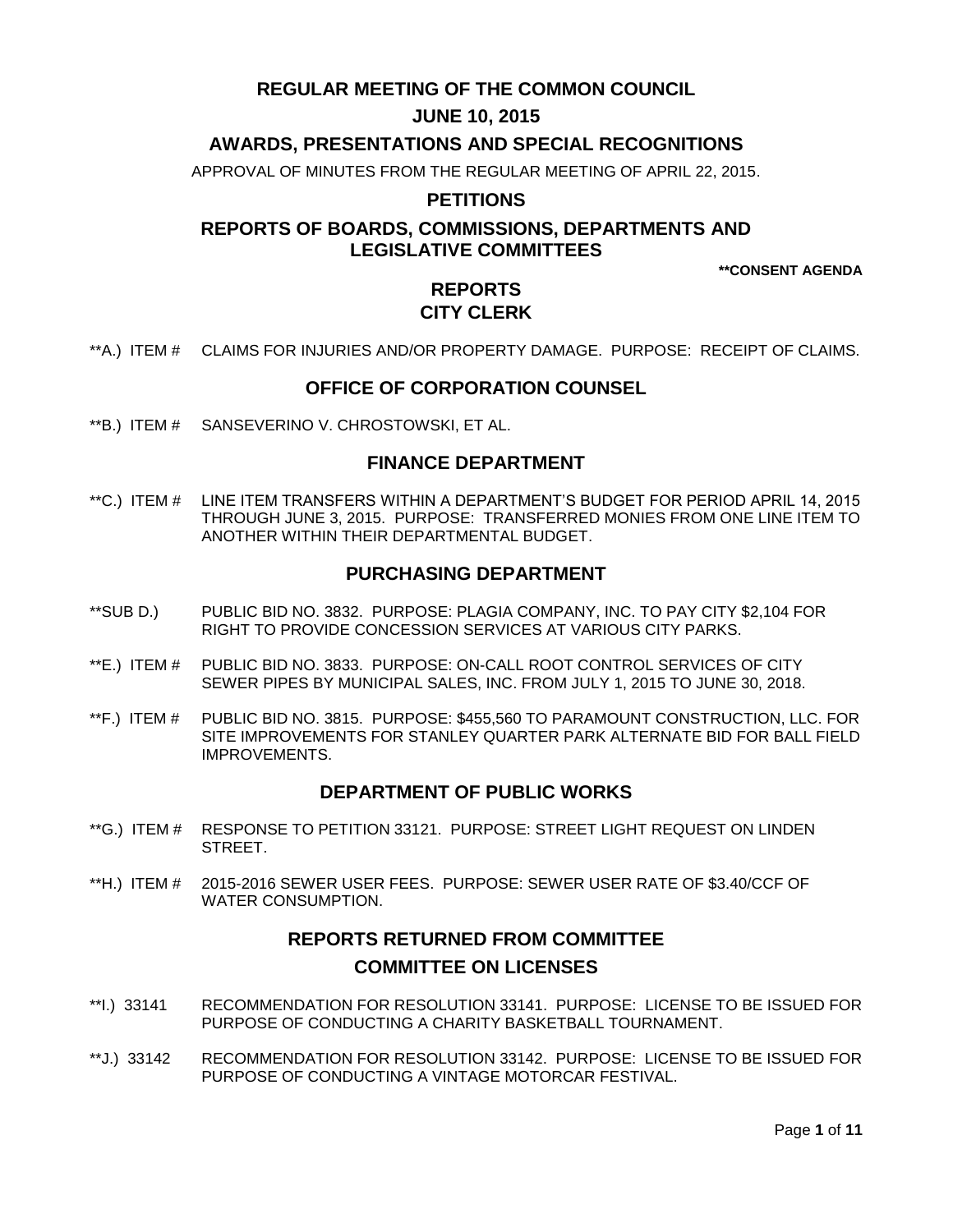# REGULAR MEETING OF THE COMMON COUNCIL

## JUNE 10, 2015

## AWARDS, PRESENTATIONS AND SPECIAL RECOGNITIONS

APPROVAL OF MINUTES FROM THE REGULAR MEETING OF APRIL 22, 2015.

## PETITIONS

## REPORTS OF BOARDS, COMMISSIONS, DEPARTMENTS AND LEGISLATIVE COMMITTEES

**\*\*CONSENT AGENDA**

## REPORTS

## CITY CLERK

**A.) ITEM # CLAIMS FOR INJURIES AND/OR PROPERTY DAMAGE. PURPOSE: RECEIPT OF CLAIMS.

## OFFICE OF CORPORATION COUNSEL

**B.) ITEM # SANSEVERINO V. CHROSTOWSKI, ET AL.

## FINANCE DEPARTMENT

**C.) ITEM # LINE ITEM TRANSFERS WITHIN A DEPARTMENT'S BUDGET FOR PERIOD APRIL 14, 2015 THROUGH JUNE 3, 2015. PURPOSE: TRANSFERRED MONIES FROM ONE LINE ITEM TO ANOTHER WITHIN THEIR DEPARTMENTAL BUDGET.

## PURCHASING DEPARTMENT

**SUB D.) PUBLIC BID NO. 3832. PURPOSE: PLAGIA COMPANY, INC. TO PAY CITY $2,104 FOR RIGHT TO PROVIDE CONCESSION SERVICES AT VARIOUS CITY PARKS.

**E.) ITEM # PUBLIC BID NO. 3833. PURPOSE: ON-CALL ROOT CONTROL SERVICES OF CITY SEWER PIPES BY MUNICIPAL SALES, INC. FROM JULY 1, 2015 TO JUNE 30, 2018.

**F.) ITEM # PUBLIC BID NO. 3815. PURPOSE: $455,560 TO PARAMOUNT CONSTRUCTION, LLC. FOR SITE IMPROVEMENTS FOR STANLEY QUARTER PARK ALTERNATE BID FOR BALL FIELD IMPROVEMENTS.

## DEPARTMENT OF PUBLIC WORKS

**G.) ITEM # RESPONSE TO PETITION 33121. PURPOSE: STREET LIGHT REQUEST ON LINDEN STREET.

**H.) ITEM # 2015-2016 SEWER USER FEES. PURPOSE: SEWER USER RATE OF $3.40/CCF OF WATER CONSUMPTION.

## REPORTS RETURNED FROM COMMITTEE

## COMMITTEE ON LICENSES

**I.) 33141 RECOMMENDATION FOR RESOLUTION 33141. PURPOSE: LICENSE TO BE ISSUED FOR PURPOSE OF CONDUCTING A CHARITY BASKETBALL TOURNAMENT.

**J.) 33142 RECOMMENDATION FOR RESOLUTION 33142. PURPOSE: LICENSE TO BE ISSUED FOR PURPOSE OF CONDUCTING A VINTAGE MOTORCAR FESTIVAL.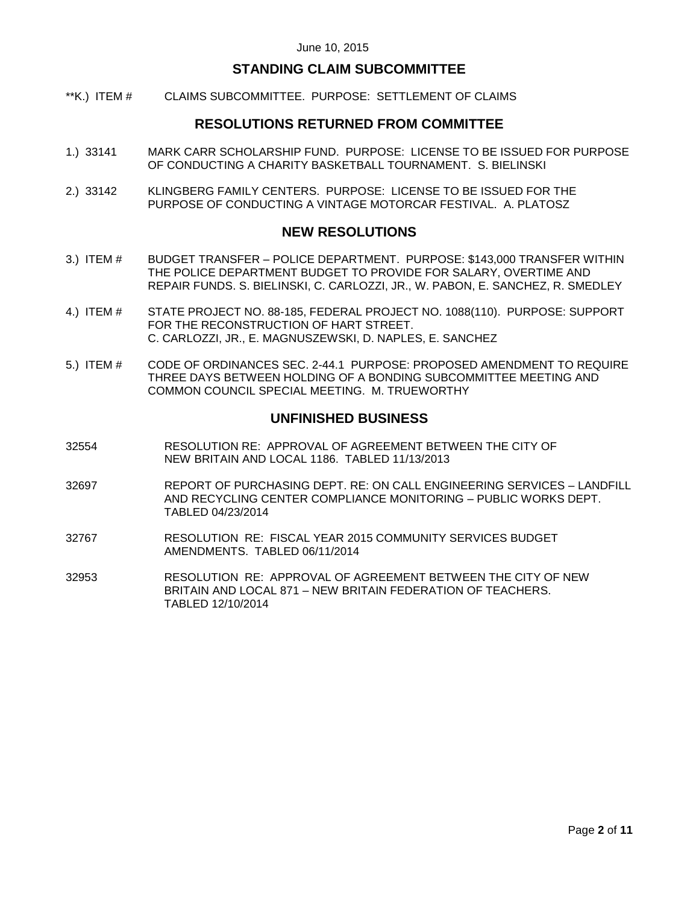June 10, 2015

## STANDING CLAIM SUBCOMMITTEE

**K.) ITEM # CLAIMS SUBCOMMITTEE. PURPOSE: SETTLEMENT OF CLAIMS

## RESOLUTIONS RETURNED FROM COMMITTEE

1.) 33141 MARK CARR SCHOLARSHIP FUND. PURPOSE: LICENSE TO BE ISSUED FOR PURPOSE OF CONDUCTING A CHARITY BASKETBALL TOURNAMENT. S. BIELINSKI

2.) 33142 KLINGBERG FAMILY CENTERS. PURPOSE: LICENSE TO BE ISSUED FOR THE PURPOSE OF CONDUCTING A VINTAGE MOTORCAR FESTIVAL. A. PLATOSZ

## NEW RESOLUTIONS

3.) ITEM # BUDGET TRANSFER – POLICE DEPARTMENT. PURPOSE: $143,000 TRANSFER WITHIN THE POLICE DEPARTMENT BUDGET TO PROVIDE FOR SALARY, OVERTIME AND REPAIR FUNDS. S. BIELINSKI, C. CARLOZZI, JR., W. PABON, E. SANCHEZ, R. SMEDLEY

4.) ITEM # STATE PROJECT NO. 88-185, FEDERAL PROJECT NO. 1088(110). PURPOSE: SUPPORT FOR THE RECONSTRUCTION OF HART STREET. C. CARLOZZI, JR., E. MAGNUSZEWSKI, D. NAPLES, E. SANCHEZ

5.) ITEM # CODE OF ORDINANCES SEC. 2-44.1 PURPOSE: PROPOSED AMENDMENT TO REQUIRE THREE DAYS BETWEEN HOLDING OF A BONDING SUBCOMMITTEE MEETING AND COMMON COUNCIL SPECIAL MEETING. M. TRUEWORTHY

## UNFINISHED BUSINESS

32554 RESOLUTION RE: APPROVAL OF AGREEMENT BETWEEN THE CITY OF NEW BRITAIN AND LOCAL 1186. TABLED 11/13/2013

32697 REPORT OF PURCHASING DEPT. RE: ON CALL ENGINEERING SERVICES – LANDFILL AND RECYCLING CENTER COMPLIANCE MONITORING – PUBLIC WORKS DEPT. TABLED 04/23/2014

32767 RESOLUTION RE: FISCAL YEAR 2015 COMMUNITY SERVICES BUDGET AMENDMENTS. TABLED 06/11/2014

32953 RESOLUTION RE: APPROVAL OF AGREEMENT BETWEEN THE CITY OF NEW BRITAIN AND LOCAL 871 – NEW BRITAIN FEDERATION OF TEACHERS. TABLED 12/10/2014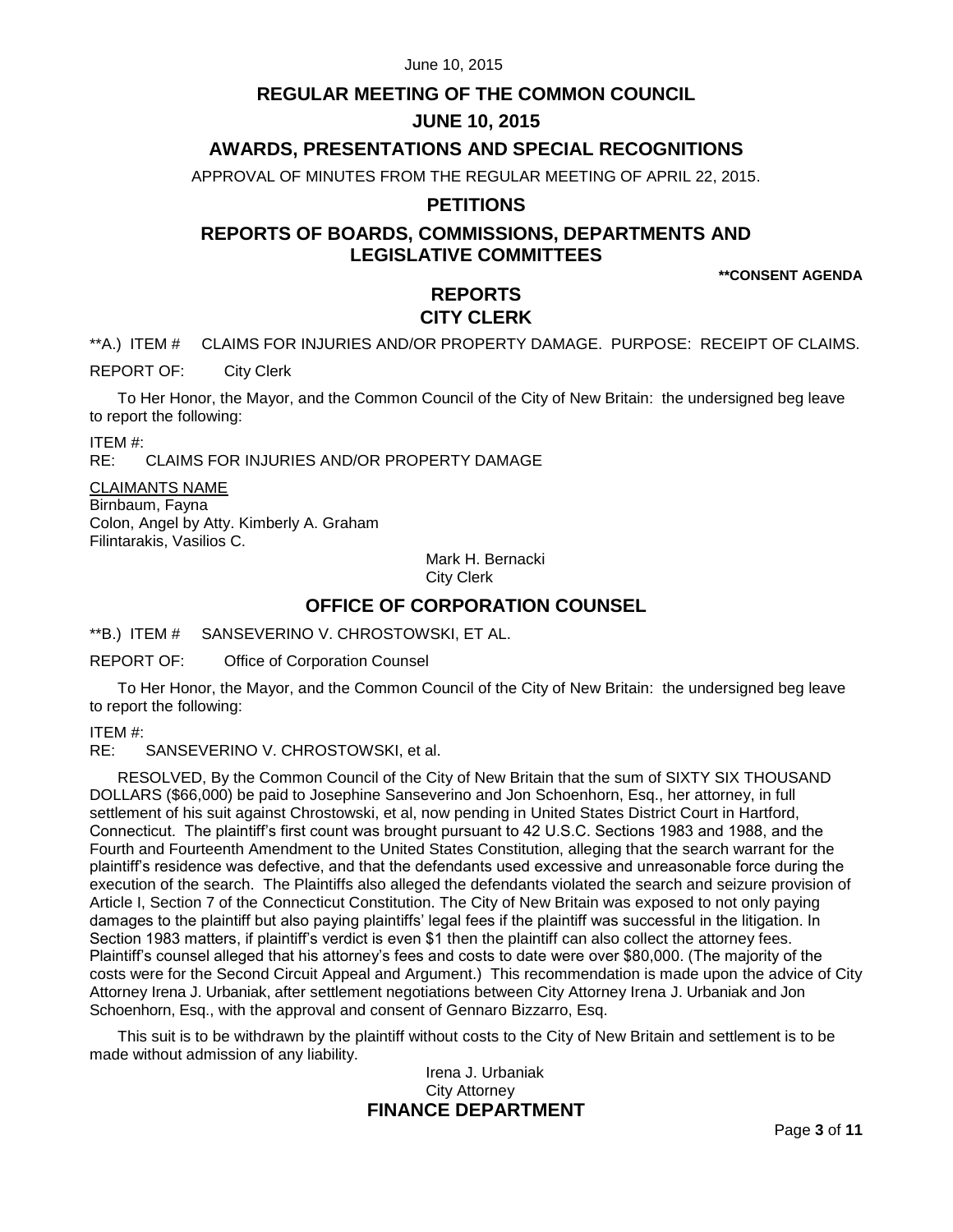# REGULAR MEETING OF THE COMMON COUNCIL

## JUNE 10, 2015

## AWARDS, PRESENTATIONS AND SPECIAL RECOGNITIONS

APPROVAL OF MINUTES FROM THE REGULAR MEETING OF APRIL 22, 2015.

## PETITIONS

## REPORTS OF BOARDS, COMMISSIONS, DEPARTMENTS AND LEGISLATIVE COMMITTEES

**\*\*CONSENT AGENDA**

## REPORTS

## CITY CLERK

**A.) ITEM # CLAIMS FOR INJURIES AND/OR PROPERTY DAMAGE. PURPOSE: RECEIPT OF CLAIMS.

REPORT OF: City Clerk

To Her Honor, the Mayor, and the Common Council of the City of New Britain: the undersigned beg leave to report the following:

ITEM #:
RE: CLAIMS FOR INJURIES AND/OR PROPERTY DAMAGE

<u>CLAIMANTS NAME</u>
Birnbaum, Fayna
Colon, Angel by Atty. Kimberly A. Graham
Filintarakis, Vasilios C.

Mark H. Bernacki
City Clerk

## OFFICE OF CORPORATION COUNSEL

**B.) ITEM # SANSEVERINO V. CHROSTOWSKI, ET AL.

REPORT OF: Office of Corporation Counsel

To Her Honor, the Mayor, and the Common Council of the City of New Britain: the undersigned beg leave to report the following:

ITEM #:
RE: SANSEVERINO V. CHROSTOWSKI, et al.

RESOLVED, By the Common Council of the City of New Britain that the sum of SIXTY SIX THOUSAND DOLLARS ($66,000) be paid to Josephine Sanseverino and Jon Schoenhorn, Esq., her attorney, in full settlement of his suit against Chrostowski, et al, now pending in United States District Court in Hartford, Connecticut. The plaintiff's first count was brought pursuant to 42 U.S.C. Sections 1983 and 1988, and the Fourth and Fourteenth Amendment to the United States Constitution, alleging that the search warrant for the plaintiff's residence was defective, and that the defendants used excessive and unreasonable force during the execution of the search. The Plaintiffs also alleged the defendants violated the search and seizure provision of Article I, Section 7 of the Connecticut Constitution. The City of New Britain was exposed to not only paying damages to the plaintiff but also paying plaintiffs' legal fees if the plaintiff was successful in the litigation. In Section 1983 matters, if plaintiff's verdict is even $1 then the plaintiff can also collect the attorney fees. Plaintiff's counsel alleged that his attorney's fees and costs to date were over $80,000. (The majority of the costs were for the Second Circuit Appeal and Argument.) This recommendation is made upon the advice of City Attorney Irena J. Urbaniak, after settlement negotiations between City Attorney Irena J. Urbaniak and Jon Schoenhorn, Esq., with the approval and consent of Gennaro Bizzarro, Esq.

This suit is to be withdrawn by the plaintiff without costs to the City of New Britain and settlement is to be made without admission of any liability.

Irena J. Urbaniak
City Attorney

## FINANCE DEPARTMENT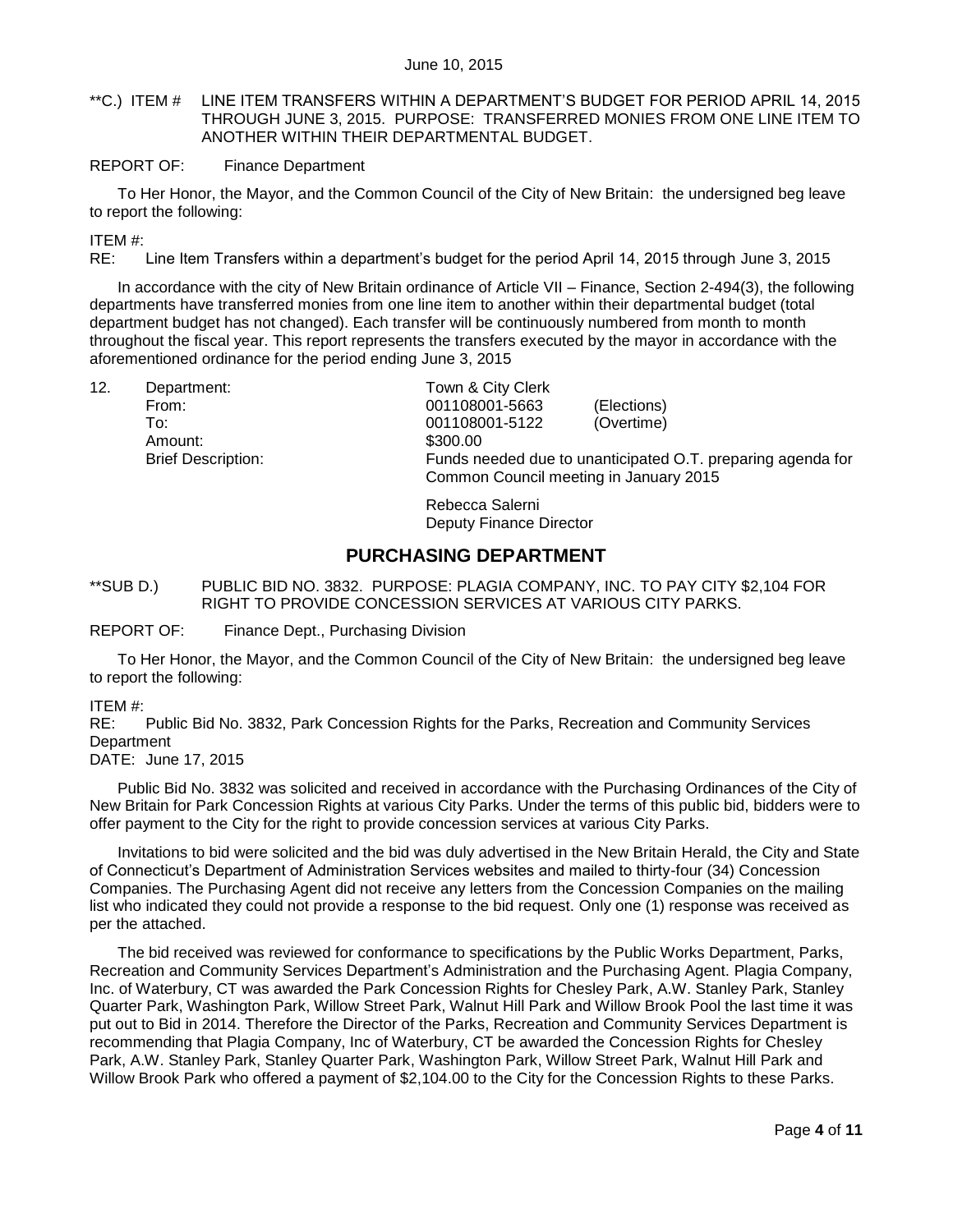June 10, 2015

**C.) ITEM # LINE ITEM TRANSFERS WITHIN A DEPARTMENT'S BUDGET FOR PERIOD APRIL 14, 2015 THROUGH JUNE 3, 2015. PURPOSE: TRANSFERRED MONIES FROM ONE LINE ITEM TO ANOTHER WITHIN THEIR DEPARTMENTAL BUDGET.

REPORT OF: Finance Department

To Her Honor, the Mayor, and the Common Council of the City of New Britain: the undersigned beg leave to report the following:

ITEM #:
RE: Line Item Transfers within a department's budget for the period April 14, 2015 through June 3, 2015

In accordance with the city of New Britain ordinance of Article VII – Finance, Section 2-494(3), the following departments have transferred monies from one line item to another within their departmental budget (total department budget has not changed). Each transfer will be continuously numbered from month to month throughout the fiscal year. This report represents the transfers executed by the mayor in accordance with the aforementioned ordinance for the period ending June 3, 2015

12. Department: Town & City Clerk
    From: 001108001-5663 (Elections)
    To: 001108001-5122 (Overtime)
    Amount: $300.00
    Brief Description: Funds needed due to unanticipated O.T. preparing agenda for Common Council meeting in January 2015

Rebecca Salerni
Deputy Finance Director

## PURCHASING DEPARTMENT

**SUB D.) PUBLIC BID NO. 3832. PURPOSE: PLAGIA COMPANY, INC. TO PAY CITY $2,104 FOR RIGHT TO PROVIDE CONCESSION SERVICES AT VARIOUS CITY PARKS.

REPORT OF: Finance Dept., Purchasing Division

To Her Honor, the Mayor, and the Common Council of the City of New Britain: the undersigned beg leave to report the following:

ITEM #:
RE: Public Bid No. 3832, Park Concession Rights for the Parks, Recreation and Community Services Department
DATE: June 17, 2015

Public Bid No. 3832 was solicited and received in accordance with the Purchasing Ordinances of the City of New Britain for Park Concession Rights at various City Parks. Under the terms of this public bid, bidders were to offer payment to the City for the right to provide concession services at various City Parks.

Invitations to bid were solicited and the bid was duly advertised in the New Britain Herald, the City and State of Connecticut's Department of Administration Services websites and mailed to thirty-four (34) Concession Companies. The Purchasing Agent did not receive any letters from the Concession Companies on the mailing list who indicated they could not provide a response to the bid request. Only one (1) response was received as per the attached.

The bid received was reviewed for conformance to specifications by the Public Works Department, Parks, Recreation and Community Services Department's Administration and the Purchasing Agent. Plagia Company, Inc. of Waterbury, CT was awarded the Park Concession Rights for Chesley Park, A.W. Stanley Park, Stanley Quarter Park, Washington Park, Willow Street Park, Walnut Hill Park and Willow Brook Pool the last time it was put out to Bid in 2014. Therefore the Director of the Parks, Recreation and Community Services Department is recommending that Plagia Company, Inc of Waterbury, CT be awarded the Concession Rights for Chesley Park, A.W. Stanley Park, Stanley Quarter Park, Washington Park, Willow Street Park, Walnut Hill Park and Willow Brook Park who offered a payment of $2,104.00 to the City for the Concession Rights to these Parks.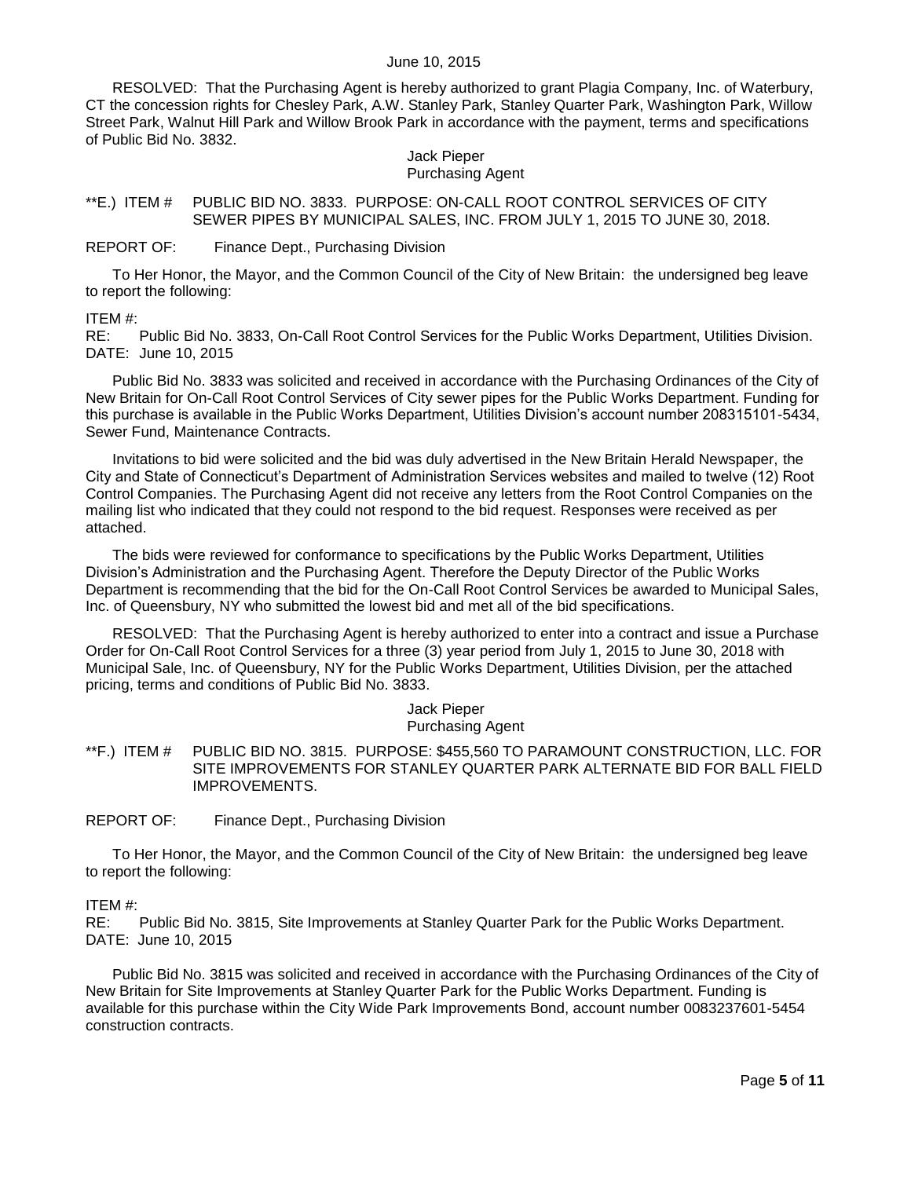RESOLVED: That the Purchasing Agent is hereby authorized to grant Plagia Company, Inc. of Waterbury, CT the concession rights for Chesley Park, A.W. Stanley Park, Stanley Quarter Park, Washington Park, Willow Street Park, Walnut Hill Park and Willow Brook Park in accordance with the payment, terms and specifications of Public Bid No. 3832.

Jack Pieper
Purchasing Agent

**E.) ITEM # PUBLIC BID NO. 3833. PURPOSE: ON-CALL ROOT CONTROL SERVICES OF CITY SEWER PIPES BY MUNICIPAL SALES, INC. FROM JULY 1, 2015 TO JUNE 30, 2018.

REPORT OF: Finance Dept., Purchasing Division

To Her Honor, the Mayor, and the Common Council of the City of New Britain: the undersigned beg leave to report the following:

ITEM #:
RE: Public Bid No. 3833, On-Call Root Control Services for the Public Works Department, Utilities Division.
DATE: June 10, 2015

Public Bid No. 3833 was solicited and received in accordance with the Purchasing Ordinances of the City of New Britain for On-Call Root Control Services of City sewer pipes for the Public Works Department. Funding for this purchase is available in the Public Works Department, Utilities Division's account number 208315101-5434, Sewer Fund, Maintenance Contracts.

Invitations to bid were solicited and the bid was duly advertised in the New Britain Herald Newspaper, the City and State of Connecticut's Department of Administration Services websites and mailed to twelve (12) Root Control Companies. The Purchasing Agent did not receive any letters from the Root Control Companies on the mailing list who indicated that they could not respond to the bid request. Responses were received as per attached.

The bids were reviewed for conformance to specifications by the Public Works Department, Utilities Division's Administration and the Purchasing Agent. Therefore the Deputy Director of the Public Works Department is recommending that the bid for the On-Call Root Control Services be awarded to Municipal Sales, Inc. of Queensbury, NY who submitted the lowest bid and met all of the bid specifications.

RESOLVED: That the Purchasing Agent is hereby authorized to enter into a contract and issue a Purchase Order for On-Call Root Control Services for a three (3) year period from July 1, 2015 to June 30, 2018 with Municipal Sale, Inc. of Queensbury, NY for the Public Works Department, Utilities Division, per the attached pricing, terms and conditions of Public Bid No. 3833.

Jack Pieper
Purchasing Agent

**F.) ITEM # PUBLIC BID NO. 3815. PURPOSE: $455,560 TO PARAMOUNT CONSTRUCTION, LLC. FOR SITE IMPROVEMENTS FOR STANLEY QUARTER PARK ALTERNATE BID FOR BALL FIELD IMPROVEMENTS.

REPORT OF: Finance Dept., Purchasing Division

To Her Honor, the Mayor, and the Common Council of the City of New Britain: the undersigned beg leave to report the following:

ITEM #:
RE: Public Bid No. 3815, Site Improvements at Stanley Quarter Park for the Public Works Department.
DATE: June 10, 2015

Public Bid No. 3815 was solicited and received in accordance with the Purchasing Ordinances of the City of New Britain for Site Improvements at Stanley Quarter Park for the Public Works Department. Funding is available for this purchase within the City Wide Park Improvements Bond, account number 0083237601-5454 construction contracts.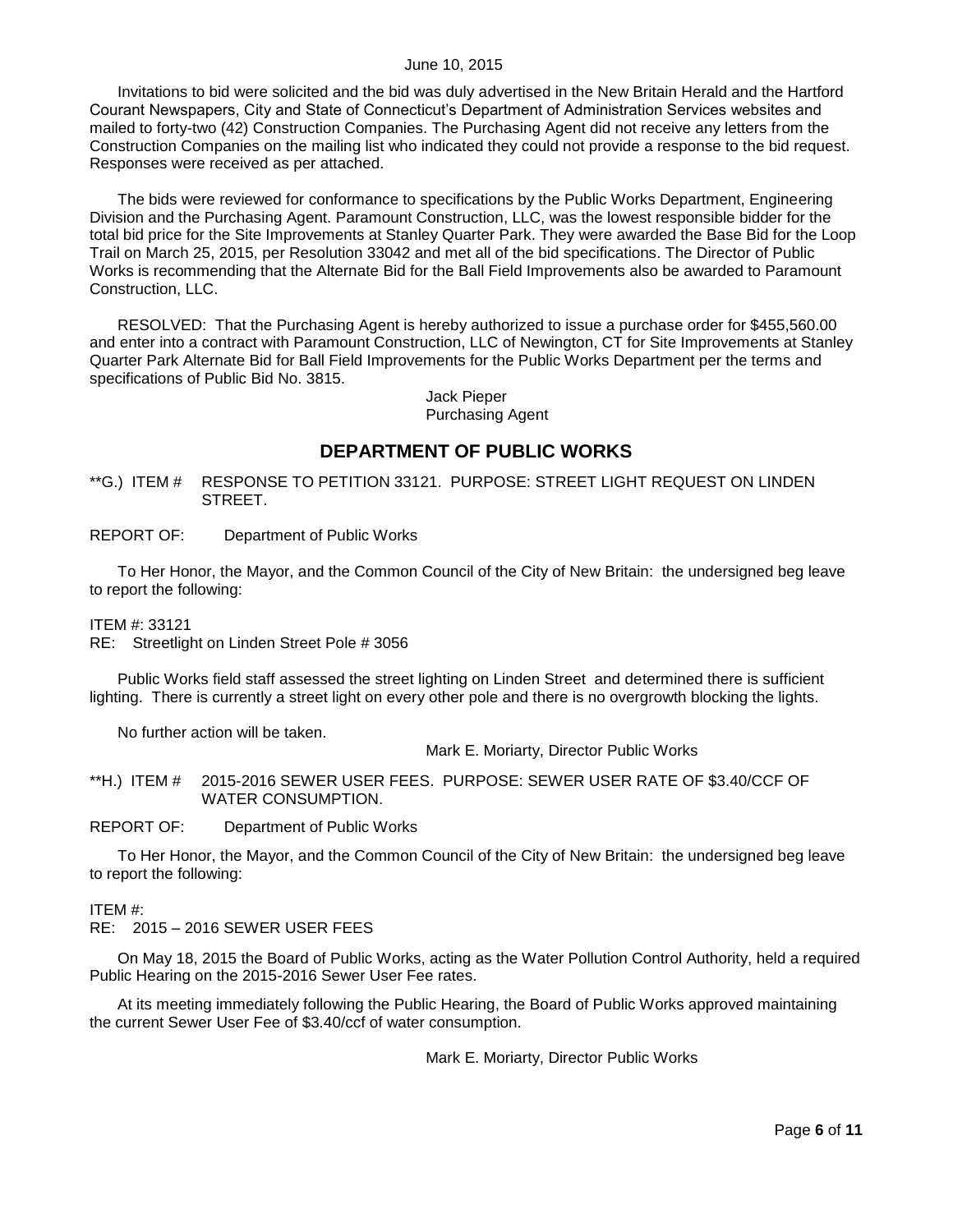Invitations to bid were solicited and the bid was duly advertised in the New Britain Herald and the Hartford Courant Newspapers, City and State of Connecticut's Department of Administration Services websites and mailed to forty-two (42) Construction Companies. The Purchasing Agent did not receive any letters from the Construction Companies on the mailing list who indicated they could not provide a response to the bid request. Responses were received as per attached.

The bids were reviewed for conformance to specifications by the Public Works Department, Engineering Division and the Purchasing Agent. Paramount Construction, LLC, was the lowest responsible bidder for the total bid price for the Site Improvements at Stanley Quarter Park. They were awarded the Base Bid for the Loop Trail on March 25, 2015, per Resolution 33042 and met all of the bid specifications. The Director of Public Works is recommending that the Alternate Bid for the Ball Field Improvements also be awarded to Paramount Construction, LLC.

RESOLVED: That the Purchasing Agent is hereby authorized to issue a purchase order for $455,560.00 and enter into a contract with Paramount Construction, LLC of Newington, CT for Site Improvements at Stanley Quarter Park Alternate Bid for Ball Field Improvements for the Public Works Department per the terms and specifications of Public Bid No. 3815.

Jack Pieper
Purchasing Agent

## DEPARTMENT OF PUBLIC WORKS

**G.) ITEM # RESPONSE TO PETITION 33121. PURPOSE: STREET LIGHT REQUEST ON LINDEN STREET.

REPORT OF: Department of Public Works

To Her Honor, the Mayor, and the Common Council of the City of New Britain: the undersigned beg leave to report the following:

ITEM #: 33121
RE: Streetlight on Linden Street Pole # 3056

Public Works field staff assessed the street lighting on Linden Street and determined there is sufficient lighting. There is currently a street light on every other pole and there is no overgrowth blocking the lights.

No further action will be taken.

Mark E. Moriarty, Director Public Works

**H.) ITEM # 2015-2016 SEWER USER FEES. PURPOSE: SEWER USER RATE OF $3.40/CCF OF WATER CONSUMPTION.

REPORT OF: Department of Public Works

To Her Honor, the Mayor, and the Common Council of the City of New Britain: the undersigned beg leave to report the following:

ITEM #:
RE: 2015 – 2016 SEWER USER FEES

On May 18, 2015 the Board of Public Works, acting as the Water Pollution Control Authority, held a required Public Hearing on the 2015-2016 Sewer User Fee rates.

At its meeting immediately following the Public Hearing, the Board of Public Works approved maintaining the current Sewer User Fee of $3.40/ccf of water consumption.

Mark E. Moriarty, Director Public Works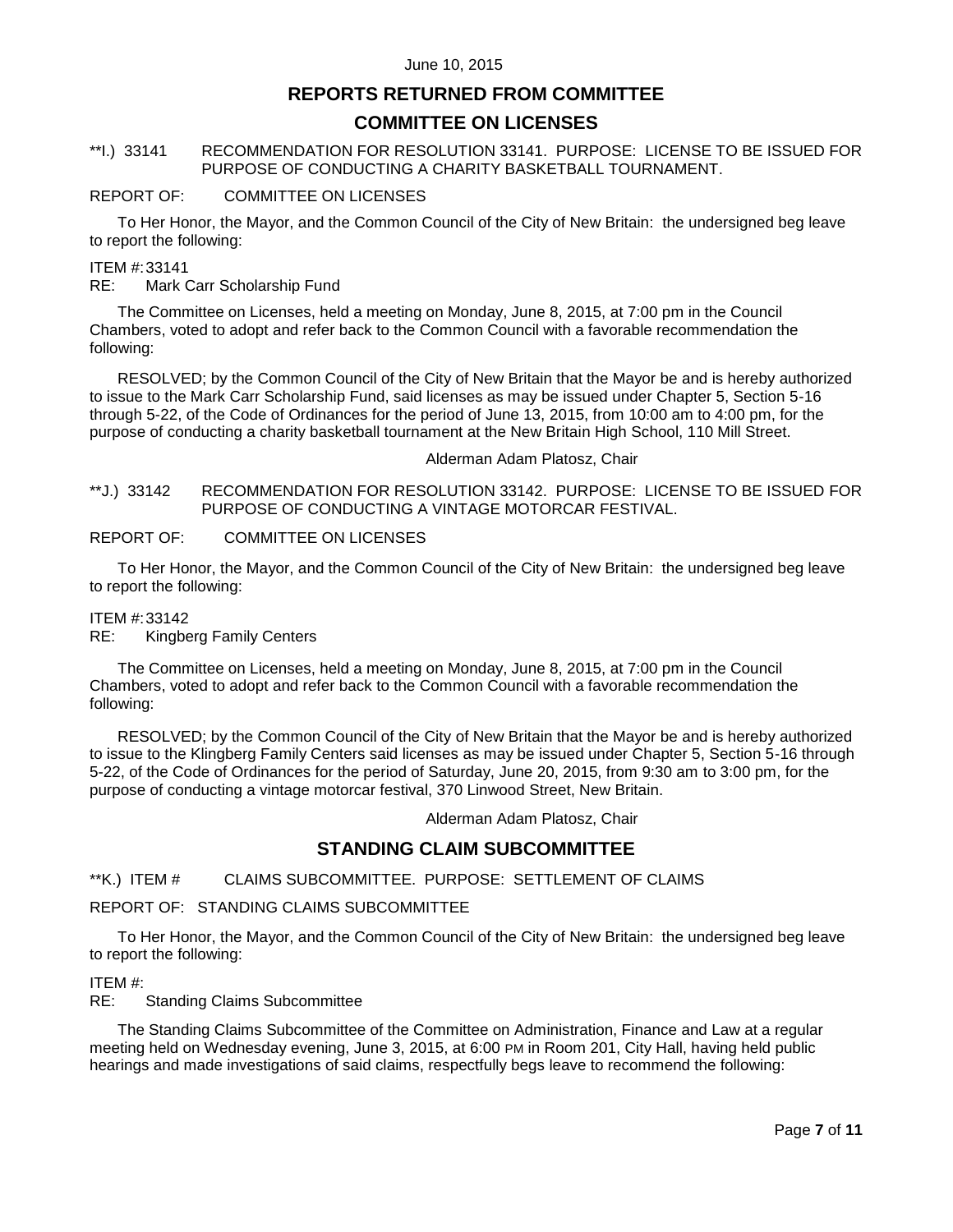June 10, 2015

## REPORTS RETURNED FROM COMMITTEE

## COMMITTEE ON LICENSES

**I.) 33141 RECOMMENDATION FOR RESOLUTION 33141. PURPOSE: LICENSE TO BE ISSUED FOR PURPOSE OF CONDUCTING A CHARITY BASKETBALL TOURNAMENT.

REPORT OF: COMMITTEE ON LICENSES

To Her Honor, the Mayor, and the Common Council of the City of New Britain: the undersigned beg leave to report the following:

ITEM #: 33141
RE: Mark Carr Scholarship Fund

The Committee on Licenses, held a meeting on Monday, June 8, 2015, at 7:00 pm in the Council Chambers, voted to adopt and refer back to the Common Council with a favorable recommendation the following:

RESOLVED; by the Common Council of the City of New Britain that the Mayor be and is hereby authorized to issue to the Mark Carr Scholarship Fund, said licenses as may be issued under Chapter 5, Section 5-16 through 5-22, of the Code of Ordinances for the period of June 13, 2015, from 10:00 am to 4:00 pm, for the purpose of conducting a charity basketball tournament at the New Britain High School, 110 Mill Street.

Alderman Adam Platosz, Chair

**J.) 33142 RECOMMENDATION FOR RESOLUTION 33142. PURPOSE: LICENSE TO BE ISSUED FOR PURPOSE OF CONDUCTING A VINTAGE MOTORCAR FESTIVAL.

REPORT OF: COMMITTEE ON LICENSES

To Her Honor, the Mayor, and the Common Council of the City of New Britain: the undersigned beg leave to report the following:

ITEM #: 33142
RE: Kingberg Family Centers

The Committee on Licenses, held a meeting on Monday, June 8, 2015, at 7:00 pm in the Council Chambers, voted to adopt and refer back to the Common Council with a favorable recommendation the following:

RESOLVED; by the Common Council of the City of New Britain that the Mayor be and is hereby authorized to issue to the Klingberg Family Centers said licenses as may be issued under Chapter 5, Section 5-16 through 5-22, of the Code of Ordinances for the period of Saturday, June 20, 2015, from 9:30 am to 3:00 pm, for the purpose of conducting a vintage motorcar festival, 370 Linwood Street, New Britain.

Alderman Adam Platosz, Chair

## STANDING CLAIM SUBCOMMITTEE

**K.) ITEM # CLAIMS SUBCOMMITTEE. PURPOSE: SETTLEMENT OF CLAIMS

REPORT OF: STANDING CLAIMS SUBCOMMITTEE

To Her Honor, the Mayor, and the Common Council of the City of New Britain: the undersigned beg leave to report the following:

ITEM #:
RE: Standing Claims Subcommittee

The Standing Claims Subcommittee of the Committee on Administration, Finance and Law at a regular meeting held on Wednesday evening, June 3, 2015, at 6:00 PM in Room 201, City Hall, having held public hearings and made investigations of said claims, respectfully begs leave to recommend the following: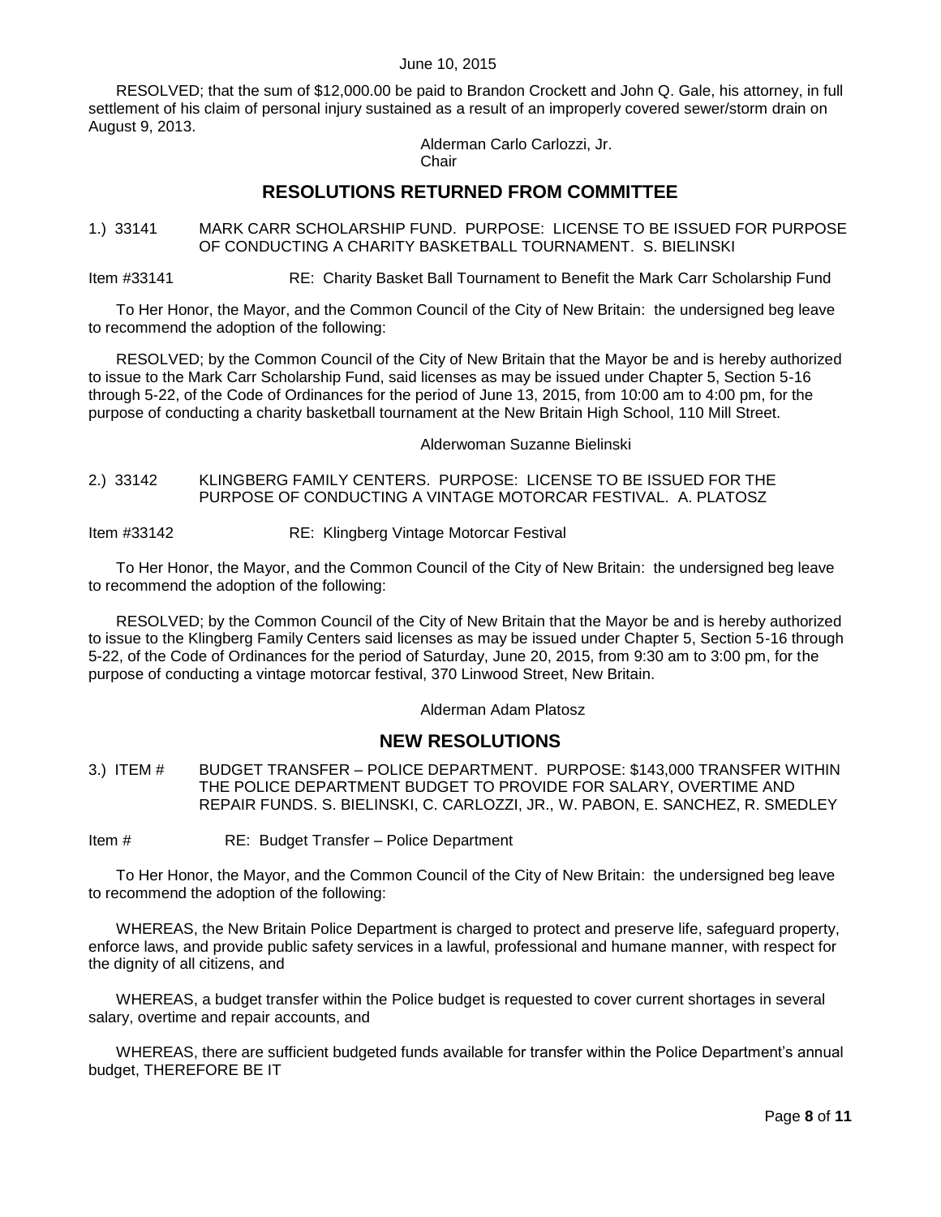RESOLVED; that the sum of $12,000.00 be paid to Brandon Crockett and John Q. Gale, his attorney, in full settlement of his claim of personal injury sustained as a result of an improperly covered sewer/storm drain on August 9, 2013.

Alderman Carlo Carlozzi, Jr.
Chair

## RESOLUTIONS RETURNED FROM COMMITTEE

1.) 33141 MARK CARR SCHOLARSHIP FUND. PURPOSE: LICENSE TO BE ISSUED FOR PURPOSE OF CONDUCTING A CHARITY BASKETBALL TOURNAMENT. S. BIELINSKI

Item #33141 RE: Charity Basket Ball Tournament to Benefit the Mark Carr Scholarship Fund

To Her Honor, the Mayor, and the Common Council of the City of New Britain: the undersigned beg leave to recommend the adoption of the following:

RESOLVED; by the Common Council of the City of New Britain that the Mayor be and is hereby authorized to issue to the Mark Carr Scholarship Fund, said licenses as may be issued under Chapter 5, Section 5-16 through 5-22, of the Code of Ordinances for the period of June 13, 2015, from 10:00 am to 4:00 pm, for the purpose of conducting a charity basketball tournament at the New Britain High School, 110 Mill Street.

Alderwoman Suzanne Bielinski

2.) 33142 KLINGBERG FAMILY CENTERS. PURPOSE: LICENSE TO BE ISSUED FOR THE PURPOSE OF CONDUCTING A VINTAGE MOTORCAR FESTIVAL. A. PLATOSZ

Item #33142 RE: Klingberg Vintage Motorcar Festival

To Her Honor, the Mayor, and the Common Council of the City of New Britain: the undersigned beg leave to recommend the adoption of the following:

RESOLVED; by the Common Council of the City of New Britain that the Mayor be and is hereby authorized to issue to the Klingberg Family Centers said licenses as may be issued under Chapter 5, Section 5-16 through 5-22, of the Code of Ordinances for the period of Saturday, June 20, 2015, from 9:30 am to 3:00 pm, for the purpose of conducting a vintage motorcar festival, 370 Linwood Street, New Britain.

Alderman Adam Platosz

## NEW RESOLUTIONS

3.) ITEM # BUDGET TRANSFER – POLICE DEPARTMENT. PURPOSE: $143,000 TRANSFER WITHIN THE POLICE DEPARTMENT BUDGET TO PROVIDE FOR SALARY, OVERTIME AND REPAIR FUNDS. S. BIELINSKI, C. CARLOZZI, JR., W. PABON, E. SANCHEZ, R. SMEDLEY

Item # RE: Budget Transfer – Police Department

To Her Honor, the Mayor, and the Common Council of the City of New Britain: the undersigned beg leave to recommend the adoption of the following:

WHEREAS, the New Britain Police Department is charged to protect and preserve life, safeguard property, enforce laws, and provide public safety services in a lawful, professional and humane manner, with respect for the dignity of all citizens, and

WHEREAS, a budget transfer within the Police budget is requested to cover current shortages in several salary, overtime and repair accounts, and

WHEREAS, there are sufficient budgeted funds available for transfer within the Police Department's annual budget, THEREFORE BE IT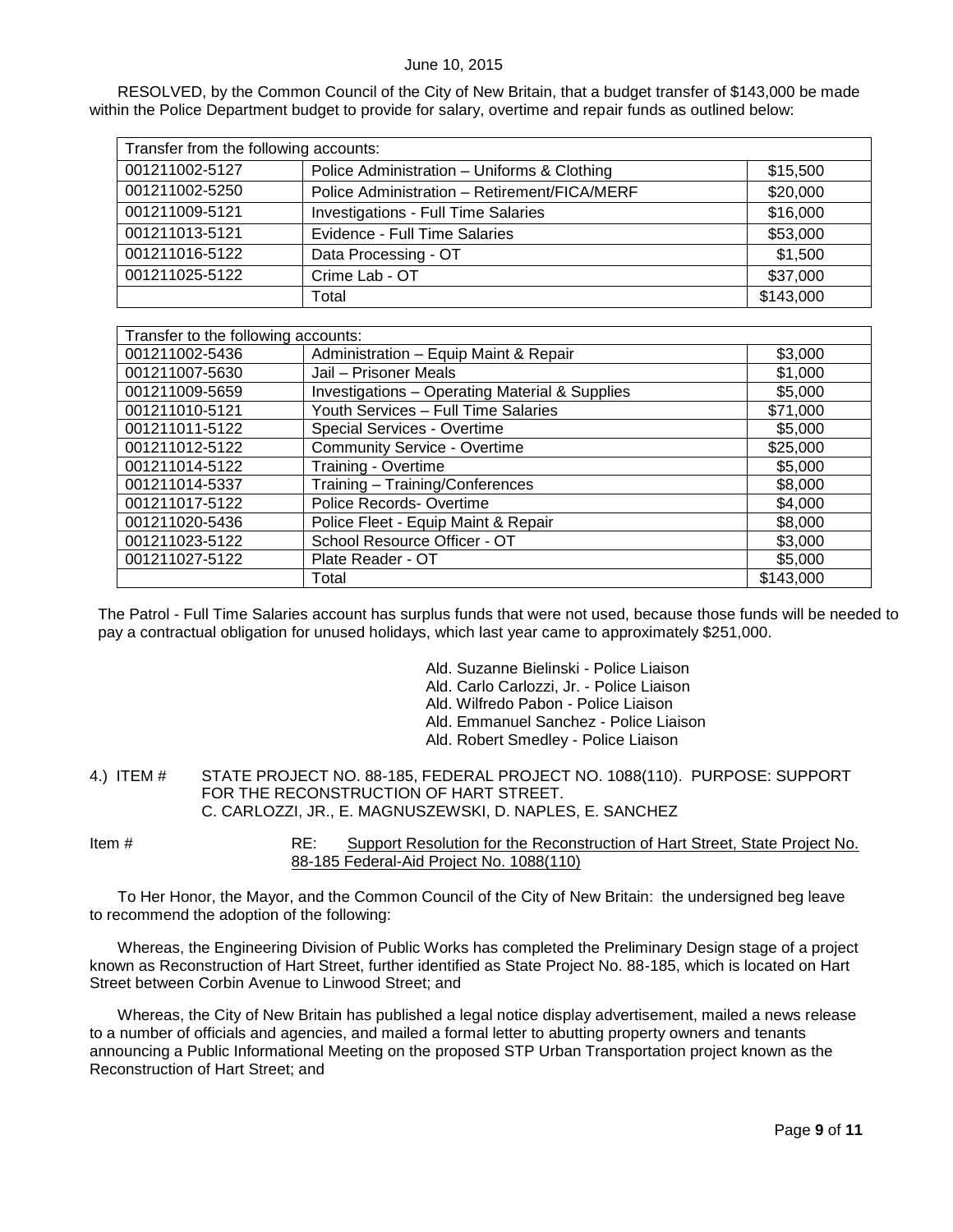June 10, 2015

RESOLVED, by the Common Council of the City of New Britain, that a budget transfer of $143,000 be made within the Police Department budget to provide for salary, overtime and repair funds as outlined below:

| Transfer from the following accounts: | | |
|---|---|---|
| 001211002-5127 | Police Administration – Uniforms & Clothing | $15,500 |
| 001211002-5250 | Police Administration – Retirement/FICA/MERF | $20,000 |
| 001211009-5121 | Investigations - Full Time Salaries | $16,000 |
| 001211013-5121 | Evidence - Full Time Salaries | $53,000 |
| 001211016-5122 | Data Processing - OT | $1,500 |
| 001211025-5122 | Crime Lab - OT | $37,000 |
| | Total | $143,000 |

| Transfer to the following accounts: | | |
|---|---|---|
| 001211002-5436 | Administration – Equip Maint & Repair | $3,000 |
| 001211007-5630 | Jail – Prisoner Meals | $1,000 |
| 001211009-5659 | Investigations – Operating Material & Supplies | $5,000 |
| 001211010-5121 | Youth Services – Full Time Salaries | $71,000 |
| 001211011-5122 | Special Services - Overtime | $5,000 |
| 001211012-5122 | Community Service - Overtime | $25,000 |
| 001211014-5122 | Training - Overtime | $5,000 |
| 001211014-5337 | Training – Training/Conferences | $8,000 |
| 001211017-5122 | Police Records- Overtime | $4,000 |
| 001211020-5436 | Police Fleet - Equip Maint & Repair | $8,000 |
| 001211023-5122 | School Resource Officer - OT | $3,000 |
| 001211027-5122 | Plate Reader - OT | $5,000 |
| | Total | $143,000 |

The Patrol - Full Time Salaries account has surplus funds that were not used, because those funds will be needed to pay a contractual obligation for unused holidays, which last year came to approximately $251,000.

Ald. Suzanne Bielinski - Police Liaison
Ald. Carlo Carlozzi, Jr. - Police Liaison
Ald. Wilfredo Pabon - Police Liaison
Ald. Emmanuel Sanchez - Police Liaison
Ald. Robert Smedley - Police Liaison

4.) ITEM # STATE PROJECT NO. 88-185, FEDERAL PROJECT NO. 1088(110). PURPOSE: SUPPORT FOR THE RECONSTRUCTION OF HART STREET.
C. CARLOZZI, JR., E. MAGNUSZEWSKI, D. NAPLES, E. SANCHEZ

Item # RE: Support Resolution for the Reconstruction of Hart Street, State Project No. 88-185 Federal-Aid Project No. 1088(110)

To Her Honor, the Mayor, and the Common Council of the City of New Britain: the undersigned beg leave to recommend the adoption of the following:

Whereas, the Engineering Division of Public Works has completed the Preliminary Design stage of a project known as Reconstruction of Hart Street, further identified as State Project No. 88-185, which is located on Hart Street between Corbin Avenue to Linwood Street; and

Whereas, the City of New Britain has published a legal notice display advertisement, mailed a news release to a number of officials and agencies, and mailed a formal letter to abutting property owners and tenants announcing a Public Informational Meeting on the proposed STP Urban Transportation project known as the Reconstruction of Hart Street; and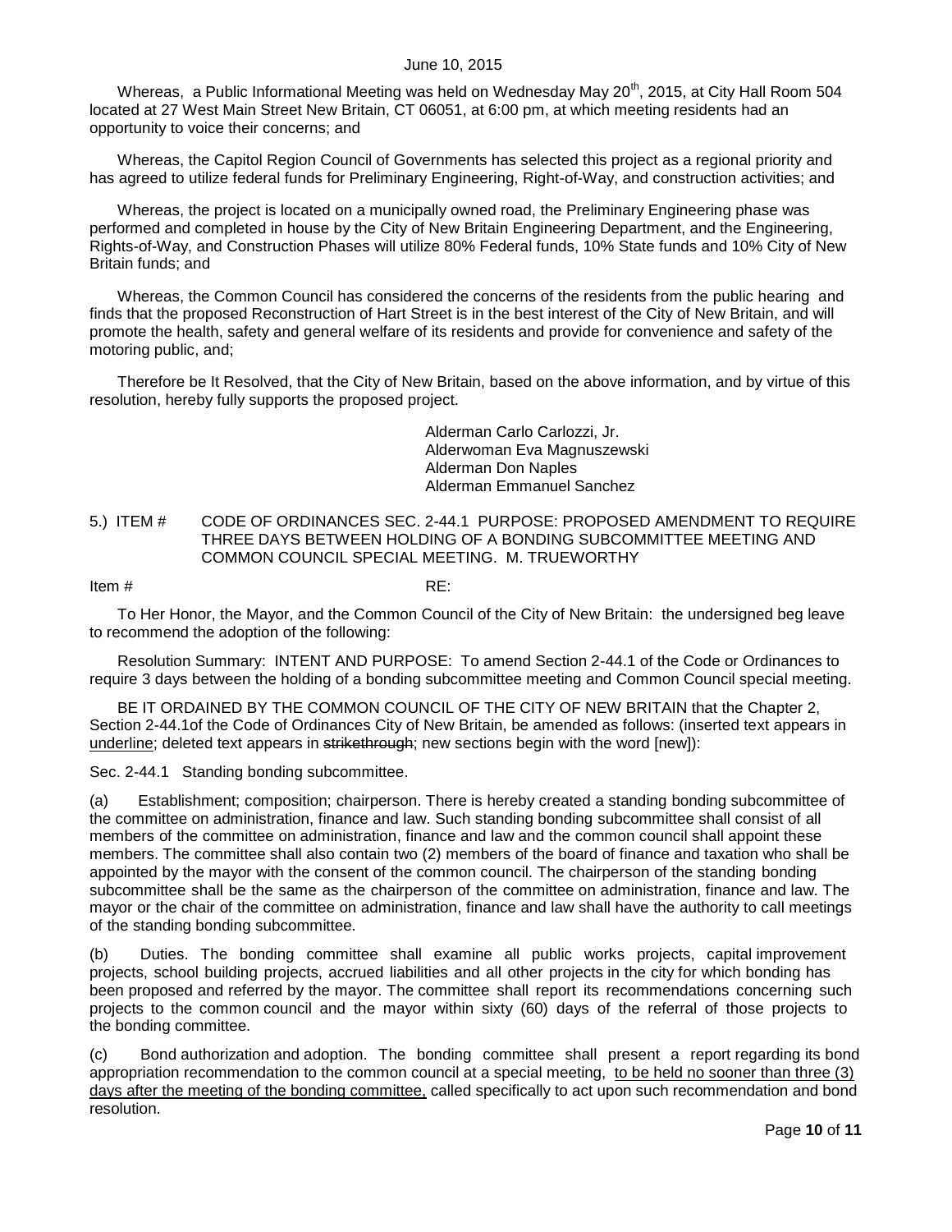Whereas, a Public Informational Meeting was held on Wednesday May 20th, 2015, at City Hall Room 504 located at 27 West Main Street New Britain, CT 06051, at 6:00 pm, at which meeting residents had an opportunity to voice their concerns; and

Whereas, the Capitol Region Council of Governments has selected this project as a regional priority and has agreed to utilize federal funds for Preliminary Engineering, Right-of-Way, and construction activities; and

Whereas, the project is located on a municipally owned road, the Preliminary Engineering phase was performed and completed in house by the City of New Britain Engineering Department, and the Engineering, Rights-of-Way, and Construction Phases will utilize 80% Federal funds, 10% State funds and 10% City of New Britain funds; and

Whereas, the Common Council has considered the concerns of the residents from the public hearing and finds that the proposed Reconstruction of Hart Street is in the best interest of the City of New Britain, and will promote the health, safety and general welfare of its residents and provide for convenience and safety of the motoring public, and;

Therefore be It Resolved, that the City of New Britain, based on the above information, and by virtue of this resolution, hereby fully supports the proposed project.

Alderman Carlo Carlozzi, Jr.
Alderwoman Eva Magnuszewski
Alderman Don Naples
Alderman Emmanuel Sanchez

5.) ITEM # CODE OF ORDINANCES SEC. 2-44.1 PURPOSE: PROPOSED AMENDMENT TO REQUIRE THREE DAYS BETWEEN HOLDING OF A BONDING SUBCOMMITTEE MEETING AND COMMON COUNCIL SPECIAL MEETING. M. TRUEWORTHY

Item # RE:

To Her Honor, the Mayor, and the Common Council of the City of New Britain: the undersigned beg leave to recommend the adoption of the following:

Resolution Summary: INTENT AND PURPOSE: To amend Section 2-44.1 of the Code or Ordinances to require 3 days between the holding of a bonding subcommittee meeting and Common Council special meeting.

BE IT ORDAINED BY THE COMMON COUNCIL OF THE CITY OF NEW BRITAIN that the Chapter 2, Section 2-44.1of the Code of Ordinances City of New Britain, be amended as follows: (inserted text appears in <u>underline</u>; deleted text appears in ~~strikethrough~~; new sections begin with the word [new]):

Sec. 2-44.1 Standing bonding subcommittee.

(a) Establishment; composition; chairperson. There is hereby created a standing bonding subcommittee of the committee on administration, finance and law. Such standing bonding subcommittee shall consist of all members of the committee on administration, finance and law and the common council shall appoint these members. The committee shall also contain two (2) members of the board of finance and taxation who shall be appointed by the mayor with the consent of the common council. The chairperson of the standing bonding subcommittee shall be the same as the chairperson of the committee on administration, finance and law. The mayor or the chair of the committee on administration, finance and law shall have the authority to call meetings of the standing bonding subcommittee.

(b) Duties. The bonding committee shall examine all public works projects, capital improvement projects, school building projects, accrued liabilities and all other projects in the city for which bonding has been proposed and referred by the mayor. The committee shall report its recommendations concerning such projects to the common council and the mayor within sixty (60) days of the referral of those projects to the bonding committee.

(c) Bond authorization and adoption. The bonding committee shall present a report regarding its bond appropriation recommendation to the common council at a special meeting, <u>to be held no sooner than three (3) days after the meeting of the bonding committee,</u> called specifically to act upon such recommendation and bond resolution.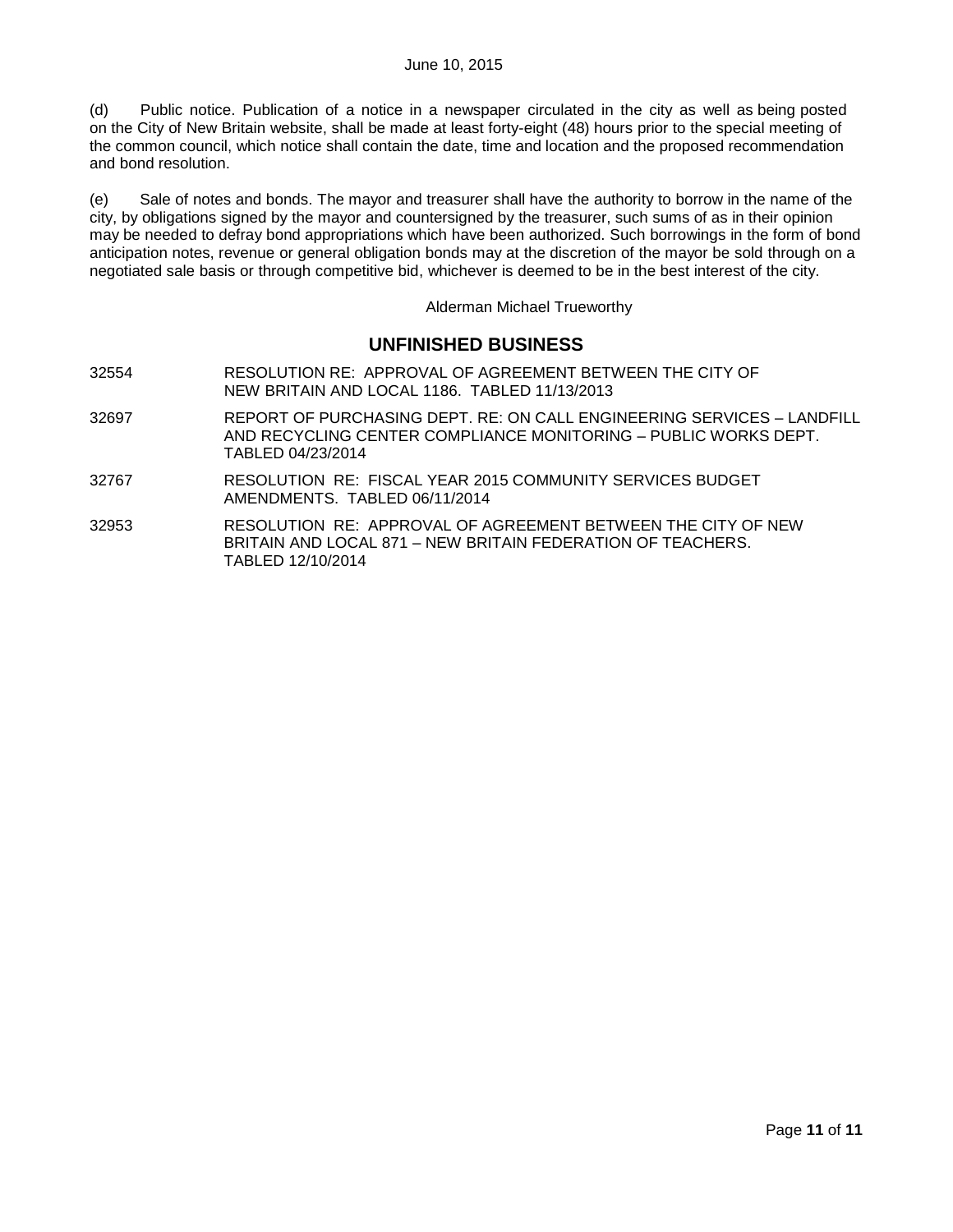(d) Public notice. Publication of a notice in a newspaper circulated in the city as well as being posted on the City of New Britain website, shall be made at least forty-eight (48) hours prior to the special meeting of the common council, which notice shall contain the date, time and location and the proposed recommendation and bond resolution.

(e) Sale of notes and bonds. The mayor and treasurer shall have the authority to borrow in the name of the city, by obligations signed by the mayor and countersigned by the treasurer, such sums of as in their opinion may be needed to defray bond appropriations which have been authorized. Such borrowings in the form of bond anticipation notes, revenue or general obligation bonds may at the discretion of the mayor be sold through on a negotiated sale basis or through competitive bid, whichever is deemed to be in the best interest of the city.

Alderman Michael Trueworthy

## UNFINISHED BUSINESS

32554 RESOLUTION RE: APPROVAL OF AGREEMENT BETWEEN THE CITY OF NEW BRITAIN AND LOCAL 1186. TABLED 11/13/2013

32697 REPORT OF PURCHASING DEPT. RE: ON CALL ENGINEERING SERVICES – LANDFILL AND RECYCLING CENTER COMPLIANCE MONITORING – PUBLIC WORKS DEPT. TABLED 04/23/2014

32767 RESOLUTION RE: FISCAL YEAR 2015 COMMUNITY SERVICES BUDGET AMENDMENTS. TABLED 06/11/2014

32953 RESOLUTION RE: APPROVAL OF AGREEMENT BETWEEN THE CITY OF NEW BRITAIN AND LOCAL 871 – NEW BRITAIN FEDERATION OF TEACHERS. TABLED 12/10/2014